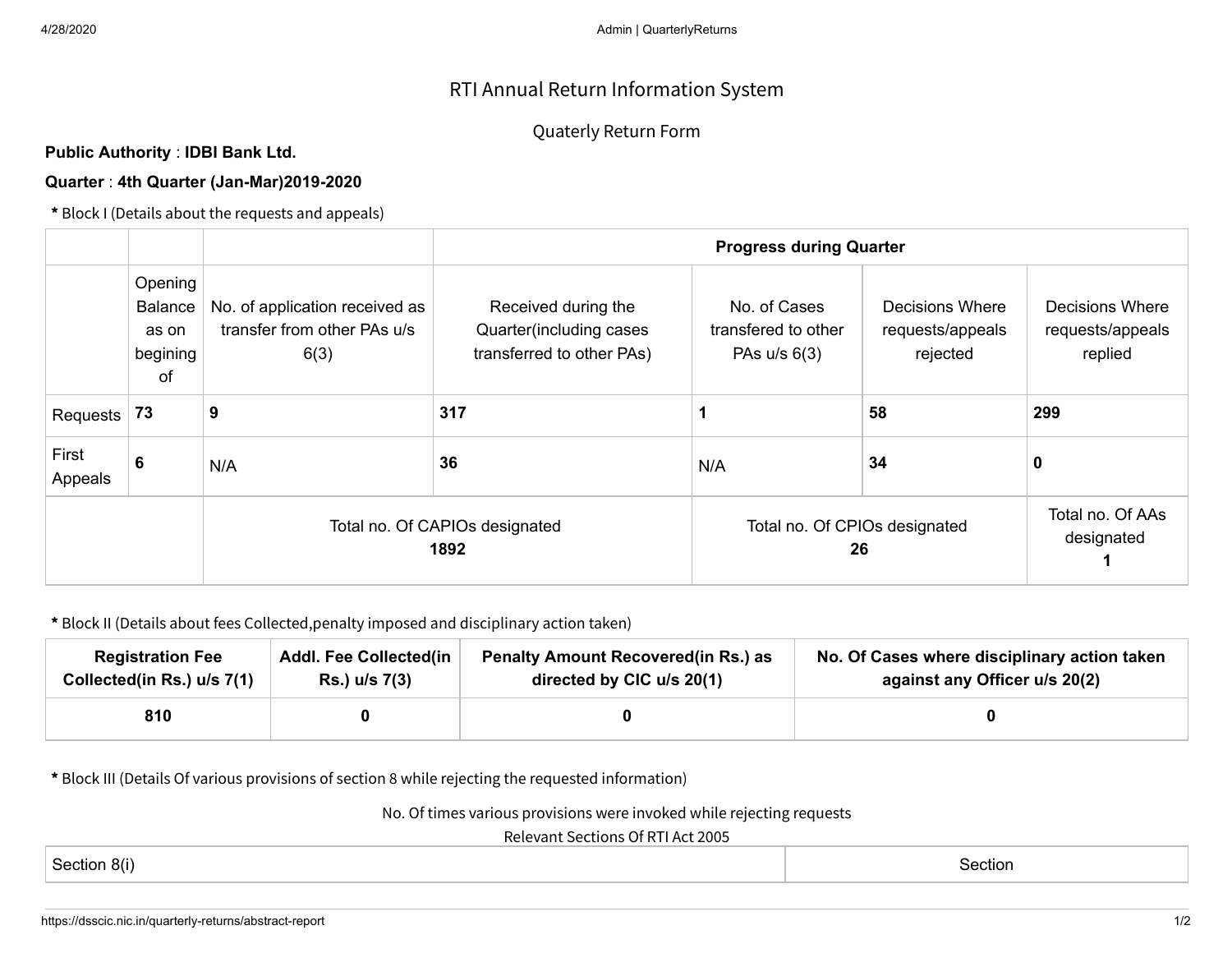# RTI Annual Return Information System

## Quaterly Return Form

**Public Authority** : **IDBI Bank Ltd.**

**Quarter** : **4th Quarter (Jan-Mar)2019-2020**

**\*** Block I (Details about the requests and appeals)

| | | | **Progress during Quarter** | | | |
|---|---|---|---|---|---|---|
| | Opening Balance as on begining of | No. of application received as transfer from other PAs u/s 6(3) | Received during the Quarter(including cases transferred to other PAs) | No. of Cases transfered to other PAs u/s 6(3) | Decisions Where requests/appeals rejected | Decisions Where requests/appeals replied |
| Requests | **73** | **9** | **317** | **1** | **58** | **299** |
| First Appeals | **6** | N/A | **36** | N/A | **34** | **0** |
| | | Total no. Of CAPIOs designated **1892** | | Total no. Of CPIOs designated **26** | | Total no. Of AAs designated **1** |

**\*** Block II (Details about fees Collected,penalty imposed and disciplinary action taken)

| **Registration Fee Collected(in Rs.) u/s 7(1)** | **Addl. Fee Collected(in Rs.) u/s 7(3)** | **Penalty Amount Recovered(in Rs.) as directed by CIC u/s 20(1)** | **No. Of Cases where disciplinary action taken against any Officer u/s 20(2)** |
|---|---|---|---|
| **810** | **0** | **0** | **0** |

**\*** Block III (Details Of various provisions of section 8 while rejecting the requested information)

No. Of times various provisions were invoked while rejecting requests

Relevant Sections Of RTI Act 2005

| Section 8(i) | Section |
|---|---|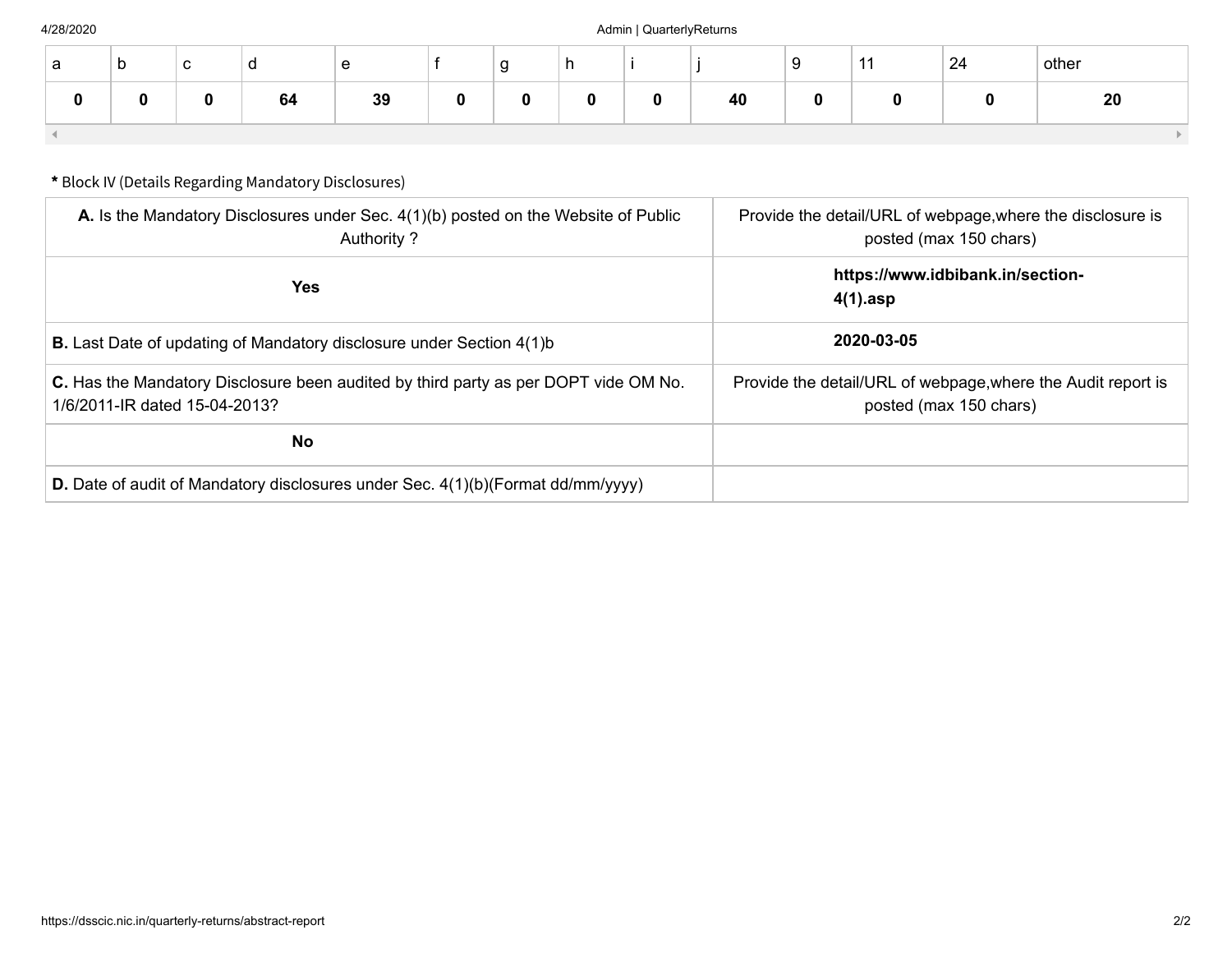| a | b | c | d | e | f | g | h | i | j | 9 | 11 | 24 | other |
|---|---|---|---|---|---|---|---|---|---|---|---|---|---|
| 0 | 0 | 0 | 64 | 39 | 0 | 0 | 0 | 0 | 40 | 0 | 0 | 0 | 20 |

**\*** Block IV (Details Regarding Mandatory Disclosures)

| | |
|---|---|
| **A.** Is the Mandatory Disclosures under Sec. 4(1)(b) posted on the Website of Public Authority ? | Provide the detail/URL of webpage,where the disclosure is posted (max 150 chars) |
| **Yes** | **https://www.idbibank.in/section-4(1).asp** |
| **B.** Last Date of updating of Mandatory disclosure under Section 4(1)b | **2020-03-05** |
| **C.** Has the Mandatory Disclosure been audited by third party as per DOPT vide OM No. 1/6/2011-IR dated 15-04-2013? | Provide the detail/URL of webpage,where the Audit report is posted (max 150 chars) |
| **No** | |
| **D.** Date of audit of Mandatory disclosures under Sec. 4(1)(b)(Format dd/mm/yyyy) | |